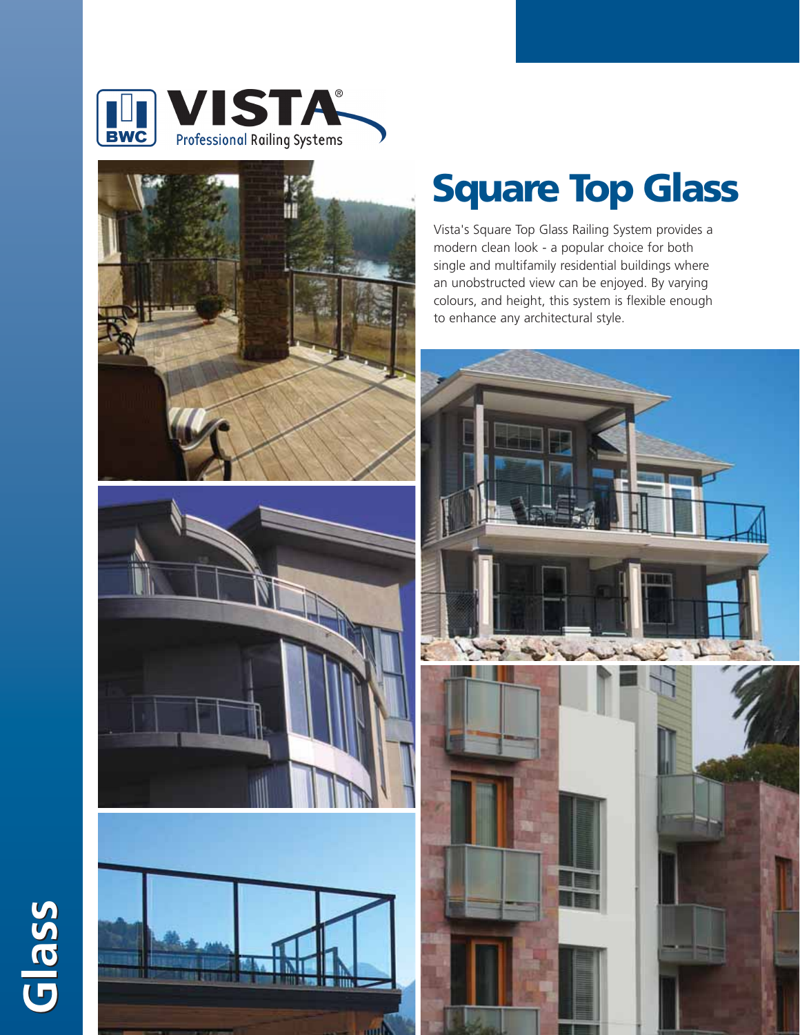VISTA®

Professional Railing Systems

# Square Top Glass

Vista's Square Top Glass Railing System provides a modern clean look - a popular choice for both single and multifamily residential buildings where an unobstructed view can be enjoyed. By varying colours, and height, this system is flexible enough to enhance any architectural style.

Glass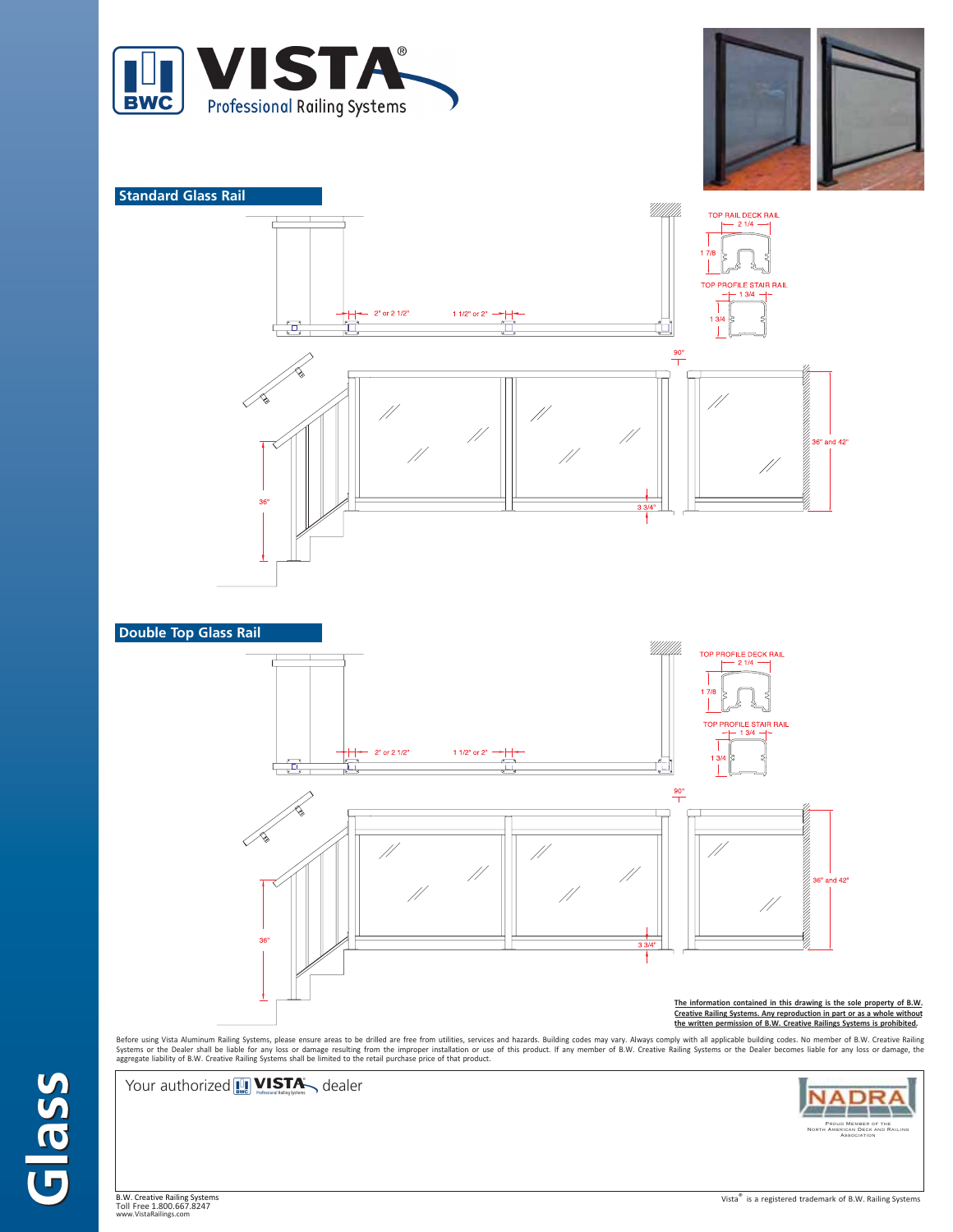# VISTA® Professional Railing Systems

## Standard Glass Rail

TOP RAIL DECK RAIL
2 1/4
1 7/8

TOP PROFILE STAIR RAIL
1 3/4
1 3/4

2" or 2 1/2"
1 1/2" or 2"
90°
36" and 42"
36"
3 3/4"

## Double Top Glass Rail

TOP PROFILE DECK RAIL
2 1/4
1 7/8

TOP PROFILE STAIR RAIL
1 3/4
1 3/4

2" or 2 1/2"
1 1/2" or 2"
90°
36" and 42"
36"
3 3/4"

**The information contained in this drawing is the sole property of B.W. Creative Railing Systems. Any reproduction in part or as a whole without the written permission of B.W. Creative Railings Systems is prohibited.**

Before using Vista Aluminum Railing Systems, please ensure areas to be drilled are free from utilities, services and hazards. Building codes may vary. Always comply with all applicable building codes. No member of B.W. Creative Railing Systems or the Dealer shall be liable for any loss or damage resulting from the improper installation or use of this product. If any member of B.W. Creative Railing Systems or the Dealer becomes liable for any loss or damage, the aggregate liability of B.W. Creative Railing Systems shall be limited to the retail purchase price of that product.

Your authorized VISTA dealer

NADRA
Proud Member of the North American Deck and Railing Association

Glass

B.W. Creative Railing Systems
Toll Free 1.800.667.8247
www.VistaRailings.com

Vista® is a registered trademark of B.W. Railing Systems